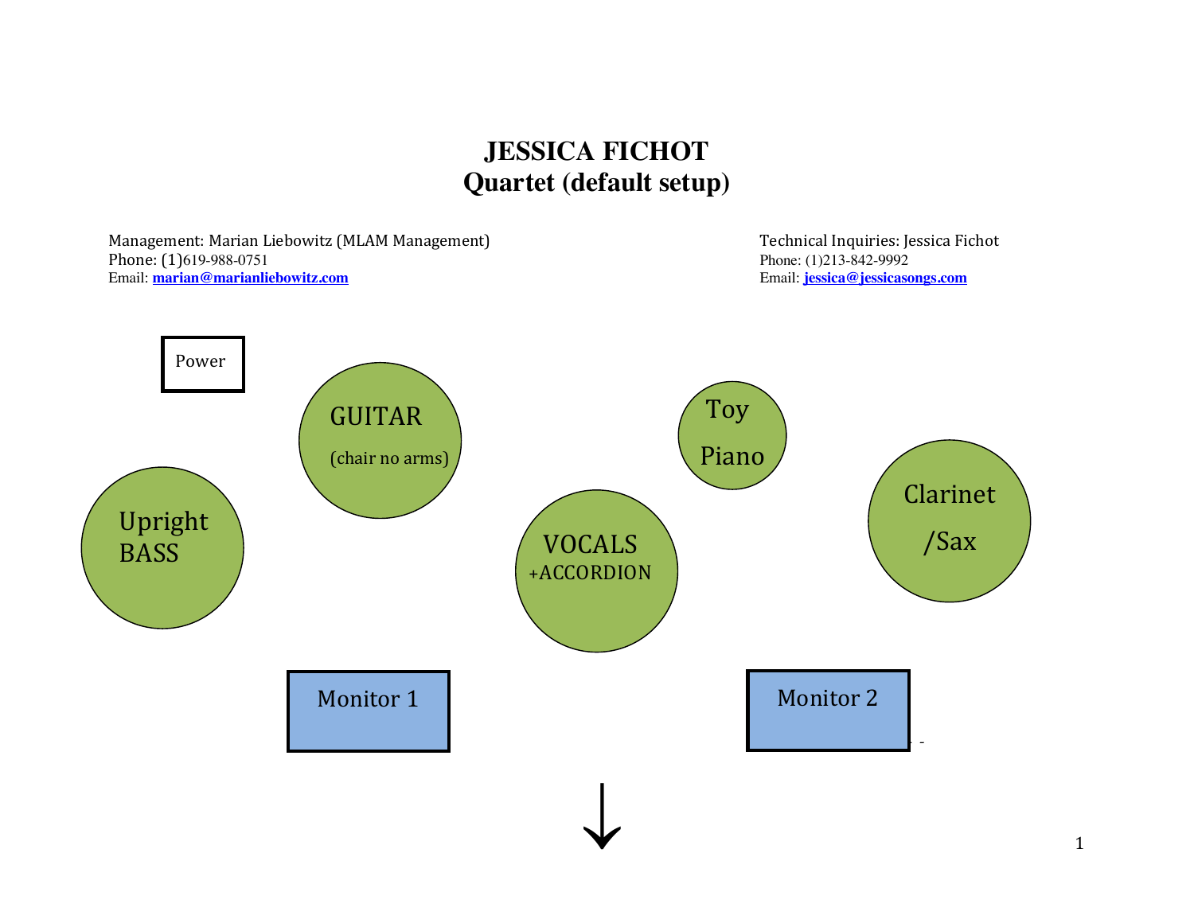# JESSICA FICHOT
## Quartet (default setup)

Management: Marian Liebowitz (MLAM Management)
Phone: (1)619-988-0751
Email: **marian@marianliebowitz.com**

Technical Inquiries: Jessica Fichot
Phone: (1)213-842-9992
Email: **jessica@jessicasongs.com**

Power

GUITAR (chair no arms)

Toy Piano

Clarinet /Sax

Upright BASS

VOCALS +ACCORDION

Monitor 1

Monitor 2

↓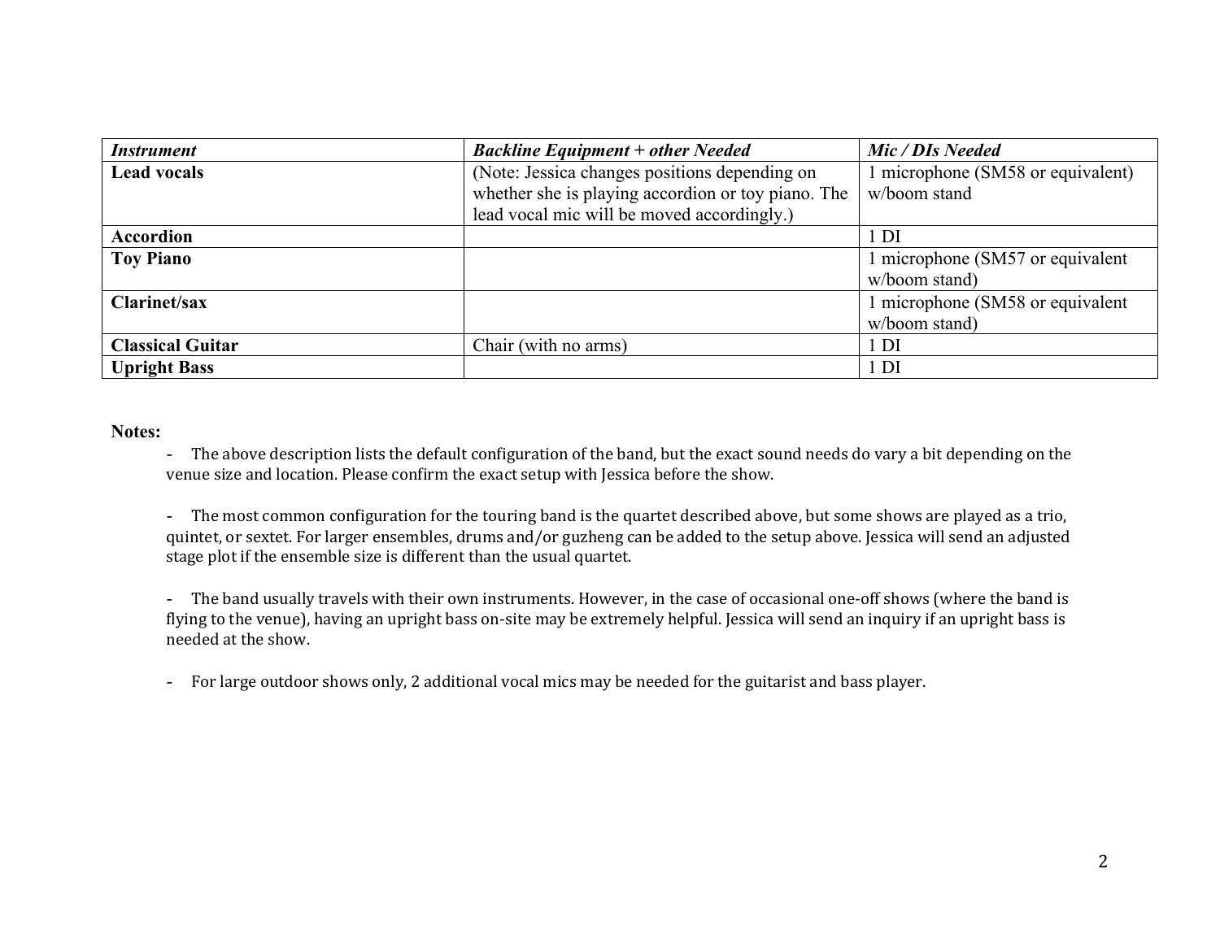| ***Instrument*** | ***Backline Equipment + other Needed*** | ***Mic / DIs Needed*** |
|---|---|---|
| **Lead vocals** | (Note: Jessica changes positions depending on whether she is playing accordion or toy piano. The lead vocal mic will be moved accordingly.) | 1 microphone (SM58 or equivalent) w/boom stand |
| **Accordion** | | 1 DI |
| **Toy Piano** | | 1 microphone (SM57 or equivalent w/boom stand) |
| **Clarinet/sax** | | 1 microphone (SM58 or equivalent w/boom stand) |
| **Classical Guitar** | Chair (with no arms) | 1 DI |
| **Upright Bass** | | 1 DI |

**Notes:**

- The above description lists the default configuration of the band, but the exact sound needs do vary a bit depending on the venue size and location. Please confirm the exact setup with Jessica before the show.

- The most common configuration for the touring band is the quartet described above, but some shows are played as a trio, quintet, or sextet. For larger ensembles, drums and/or guzheng can be added to the setup above. Jessica will send an adjusted stage plot if the ensemble size is different than the usual quartet.

- The band usually travels with their own instruments. However, in the case of occasional one-off shows (where the band is flying to the venue), having an upright bass on-site may be extremely helpful. Jessica will send an inquiry if an upright bass is needed at the show.

- For large outdoor shows only, 2 additional vocal mics may be needed for the guitarist and bass player.